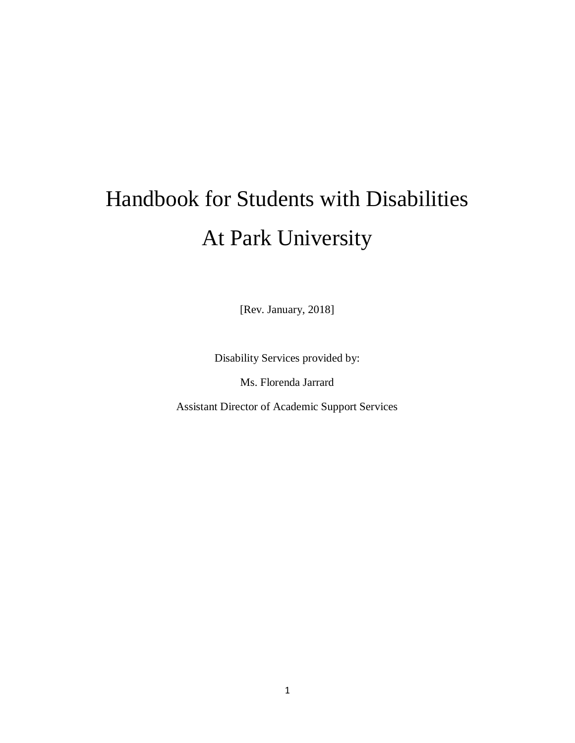# Handbook for Students with Disabilities
# At Park University

[Rev. January, 2018]

Disability Services provided by:

Ms. Florenda Jarrard

Assistant Director of Academic Support Services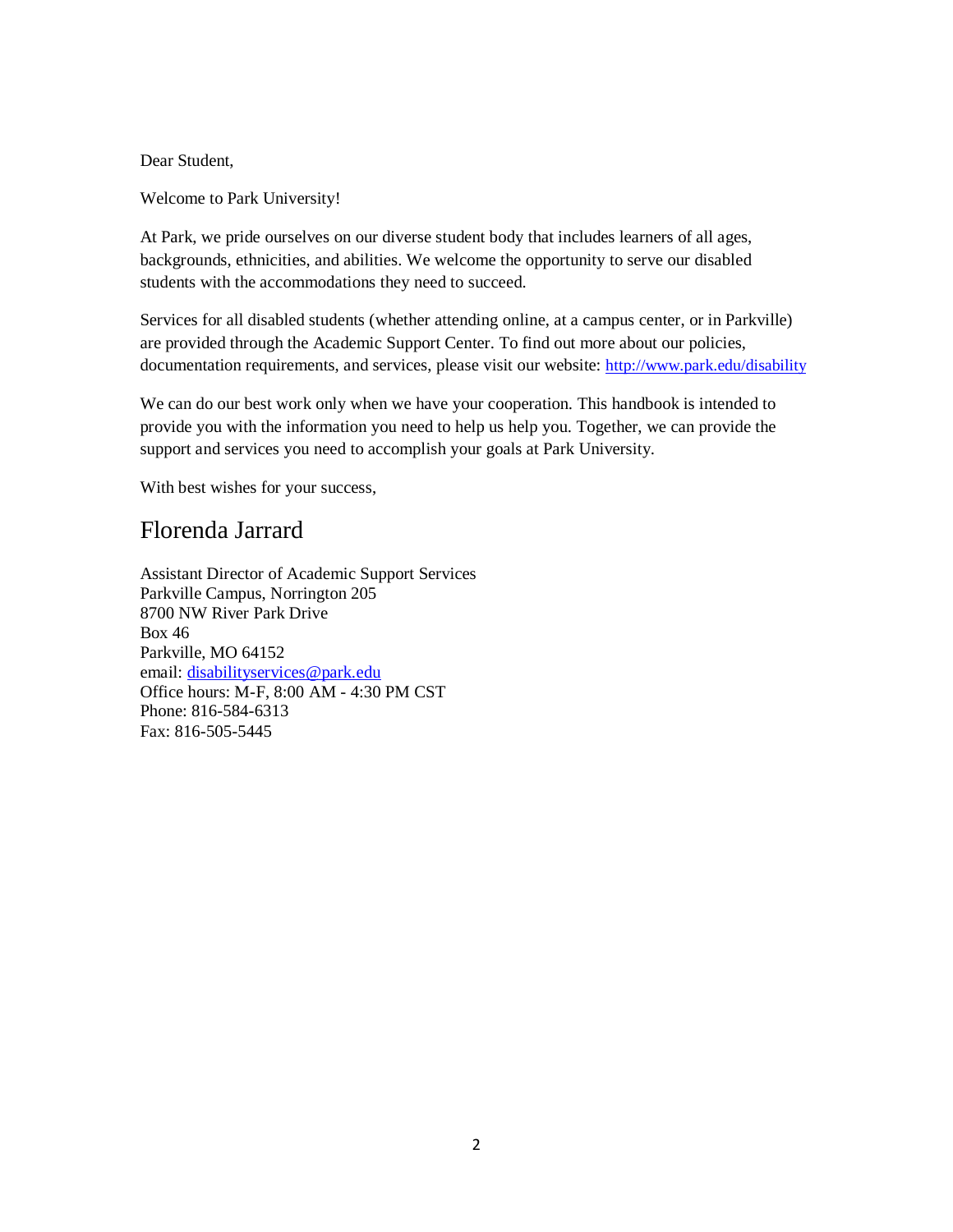Dear Student,

Welcome to Park University!

At Park, we pride ourselves on our diverse student body that includes learners of all ages, backgrounds, ethnicities, and abilities. We welcome the opportunity to serve our disabled students with the accommodations they need to succeed.

Services for all disabled students (whether attending online, at a campus center, or in Parkville) are provided through the Academic Support Center. To find out more about our policies, documentation requirements, and services, please visit our website: http://www.park.edu/disability

We can do our best work only when we have your cooperation. This handbook is intended to provide you with the information you need to help us help you. Together, we can provide the support and services you need to accomplish your goals at Park University.

With best wishes for your success,

Florenda Jarrard

Assistant Director of Academic Support Services
Parkville Campus, Norrington 205
8700 NW River Park Drive
Box 46
Parkville, MO 64152
email: disabilityservices@park.edu
Office hours: M-F, 8:00 AM - 4:30 PM CST
Phone: 816-584-6313
Fax: 816-505-5445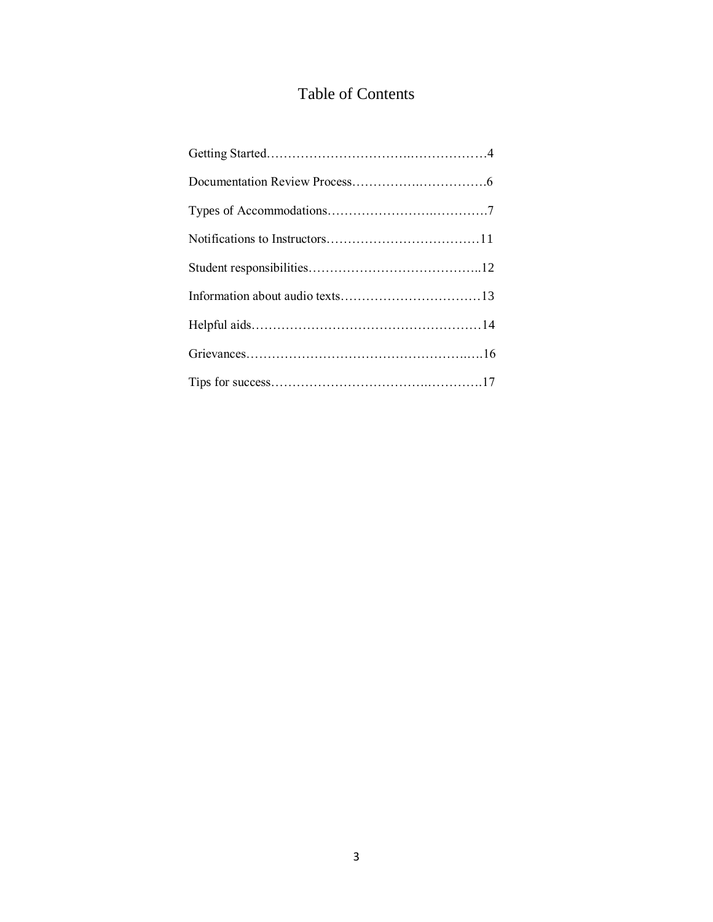# Table of Contents

Getting Started……………………………..………………4

Documentation Review Process…………….…………….6

Types of Accommodations…………………..…………7

Notifications to Instructors………………………………11

Student responsibilities…………………………………..12

Information about audio texts……………………………13

Helpful aids………………………………………………14

Grievances……………………………………………..…16

Tips for success…………………………….………….17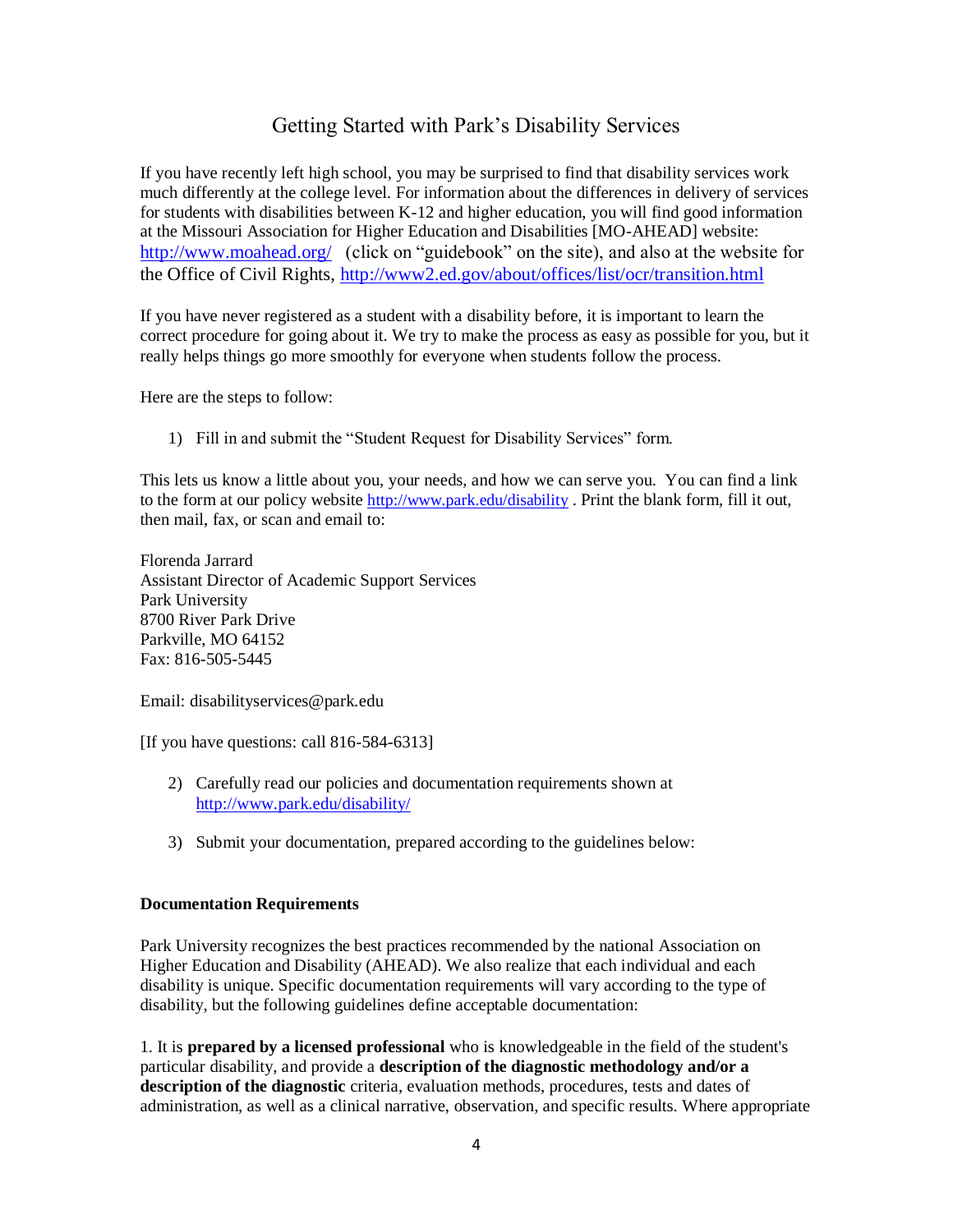# Getting Started with Park's Disability Services

If you have recently left high school, you may be surprised to find that disability services work much differently at the college level. For information about the differences in delivery of services for students with disabilities between K-12 and higher education, you will find good information at the Missouri Association for Higher Education and Disabilities [MO-AHEAD] website: http://www.moahead.org/ (click on "guidebook" on the site), and also at the website for the Office of Civil Rights, http://www2.ed.gov/about/offices/list/ocr/transition.html

If you have never registered as a student with a disability before, it is important to learn the correct procedure for going about it. We try to make the process as easy as possible for you, but it really helps things go more smoothly for everyone when students follow the process.

Here are the steps to follow:

1) Fill in and submit the "Student Request for Disability Services" form.

This lets us know a little about you, your needs, and how we can serve you. You can find a link to the form at our policy website http://www.park.edu/disability . Print the blank form, fill it out, then mail, fax, or scan and email to:

Florenda Jarrard
Assistant Director of Academic Support Services
Park University
8700 River Park Drive
Parkville, MO 64152
Fax: 816-505-5445

Email: disabilityservices@park.edu

[If you have questions: call 816-584-6313]

2) Carefully read our policies and documentation requirements shown at http://www.park.edu/disability/

3) Submit your documentation, prepared according to the guidelines below:

**Documentation Requirements**

Park University recognizes the best practices recommended by the national Association on Higher Education and Disability (AHEAD). We also realize that each individual and each disability is unique. Specific documentation requirements will vary according to the type of disability, but the following guidelines define acceptable documentation:

1. It is **prepared by a licensed professional** who is knowledgeable in the field of the student's particular disability, and provide a **description of the diagnostic methodology and/or a description of the diagnostic** criteria, evaluation methods, procedures, tests and dates of administration, as well as a clinical narrative, observation, and specific results. Where appropriate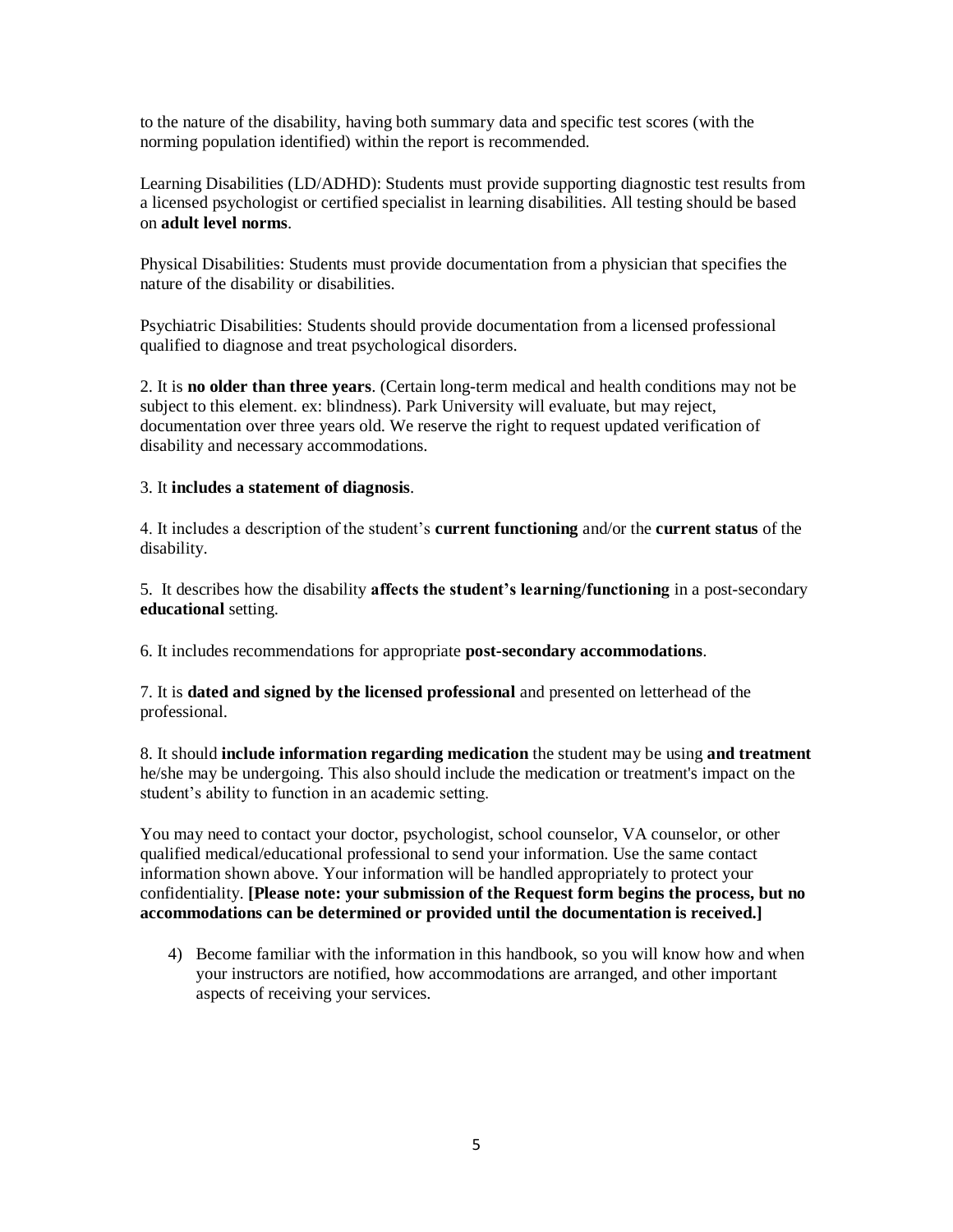to the nature of the disability, having both summary data and specific test scores (with the norming population identified) within the report is recommended.

Learning Disabilities (LD/ADHD): Students must provide supporting diagnostic test results from a licensed psychologist or certified specialist in learning disabilities. All testing should be based on **adult level norms**.

Physical Disabilities: Students must provide documentation from a physician that specifies the nature of the disability or disabilities.

Psychiatric Disabilities: Students should provide documentation from a licensed professional qualified to diagnose and treat psychological disorders.

2. It is **no older than three years**. (Certain long-term medical and health conditions may not be subject to this element. ex: blindness). Park University will evaluate, but may reject, documentation over three years old. We reserve the right to request updated verification of disability and necessary accommodations.

3. It **includes a statement of diagnosis**.

4. It includes a description of the student's **current functioning** and/or the **current status** of the disability.

5. It describes how the disability **affects the student's learning/functioning** in a post-secondary **educational** setting.

6. It includes recommendations for appropriate **post-secondary accommodations**.

7. It is **dated and signed by the licensed professional** and presented on letterhead of the professional.

8. It should **include information regarding medication** the student may be using **and treatment** he/she may be undergoing. This also should include the medication or treatment's impact on the student's ability to function in an academic setting.

You may need to contact your doctor, psychologist, school counselor, VA counselor, or other qualified medical/educational professional to send your information. Use the same contact information shown above. Your information will be handled appropriately to protect your confidentiality. **[Please note: your submission of the Request form begins the process, but no accommodations can be determined or provided until the documentation is received.]**

4) Become familiar with the information in this handbook, so you will know how and when your instructors are notified, how accommodations are arranged, and other important aspects of receiving your services.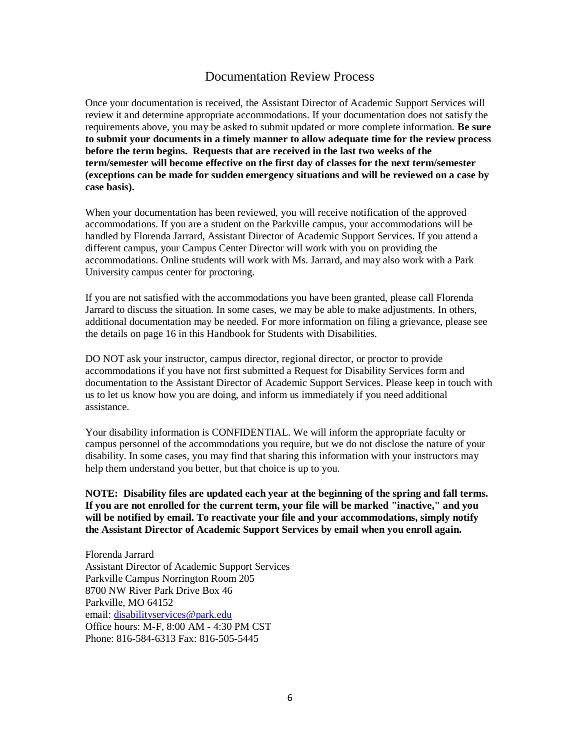# Documentation Review Process

Once your documentation is received, the Assistant Director of Academic Support Services will review it and determine appropriate accommodations. If your documentation does not satisfy the requirements above, you may be asked to submit updated or more complete information. **Be sure to submit your documents in a timely manner to allow adequate time for the review process before the term begins. Requests that are received in the last two weeks of the term/semester will become effective on the first day of classes for the next term/semester (exceptions can be made for sudden emergency situations and will be reviewed on a case by case basis).**

When your documentation has been reviewed, you will receive notification of the approved accommodations. If you are a student on the Parkville campus, your accommodations will be handled by Florenda Jarrard, Assistant Director of Academic Support Services. If you attend a different campus, your Campus Center Director will work with you on providing the accommodations. Online students will work with Ms. Jarrard, and may also work with a Park University campus center for proctoring.

If you are not satisfied with the accommodations you have been granted, please call Florenda Jarrard to discuss the situation. In some cases, we may be able to make adjustments. In others, additional documentation may be needed. For more information on filing a grievance, please see the details on page 16 in this Handbook for Students with Disabilities.

DO NOT ask your instructor, campus director, regional director, or proctor to provide accommodations if you have not first submitted a Request for Disability Services form and documentation to the Assistant Director of Academic Support Services. Please keep in touch with us to let us know how you are doing, and inform us immediately if you need additional assistance.

Your disability information is CONFIDENTIAL. We will inform the appropriate faculty or campus personnel of the accommodations you require, but we do not disclose the nature of your disability. In some cases, you may find that sharing this information with your instructors may help them understand you better, but that choice is up to you.

**NOTE: Disability files are updated each year at the beginning of the spring and fall terms. If you are not enrolled for the current term, your file will be marked "inactive," and you will be notified by email. To reactivate your file and your accommodations, simply notify the Assistant Director of Academic Support Services by email when you enroll again.**

Florenda Jarrard
Assistant Director of Academic Support Services
Parkville Campus Norrington Room 205
8700 NW River Park Drive Box 46
Parkville, MO 64152
email: disabilityservices@park.edu
Office hours: M-F, 8:00 AM - 4:30 PM CST
Phone: 816-584-6313 Fax: 816-505-5445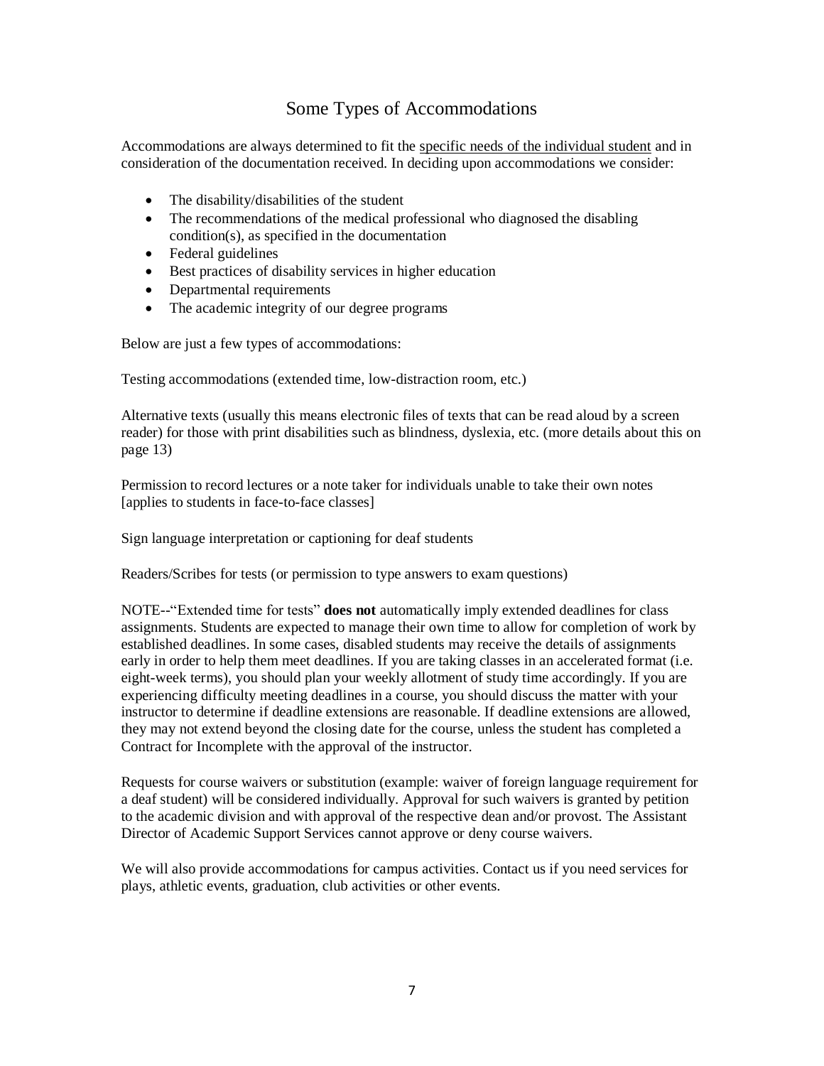# Some Types of Accommodations

Accommodations are always determined to fit the specific needs of the individual student and in consideration of the documentation received. In deciding upon accommodations we consider:

- The disability/disabilities of the student
- The recommendations of the medical professional who diagnosed the disabling condition(s), as specified in the documentation
- Federal guidelines
- Best practices of disability services in higher education
- Departmental requirements
- The academic integrity of our degree programs

Below are just a few types of accommodations:

Testing accommodations (extended time, low-distraction room, etc.)

Alternative texts (usually this means electronic files of texts that can be read aloud by a screen reader) for those with print disabilities such as blindness, dyslexia, etc. (more details about this on page 13)

Permission to record lectures or a note taker for individuals unable to take their own notes [applies to students in face-to-face classes]

Sign language interpretation or captioning for deaf students

Readers/Scribes for tests (or permission to type answers to exam questions)

NOTE--"Extended time for tests" **does not** automatically imply extended deadlines for class assignments. Students are expected to manage their own time to allow for completion of work by established deadlines. In some cases, disabled students may receive the details of assignments early in order to help them meet deadlines. If you are taking classes in an accelerated format (i.e. eight-week terms), you should plan your weekly allotment of study time accordingly. If you are experiencing difficulty meeting deadlines in a course, you should discuss the matter with your instructor to determine if deadline extensions are reasonable. If deadline extensions are allowed, they may not extend beyond the closing date for the course, unless the student has completed a Contract for Incomplete with the approval of the instructor.

Requests for course waivers or substitution (example: waiver of foreign language requirement for a deaf student) will be considered individually. Approval for such waivers is granted by petition to the academic division and with approval of the respective dean and/or provost. The Assistant Director of Academic Support Services cannot approve or deny course waivers.

We will also provide accommodations for campus activities. Contact us if you need services for plays, athletic events, graduation, club activities or other events.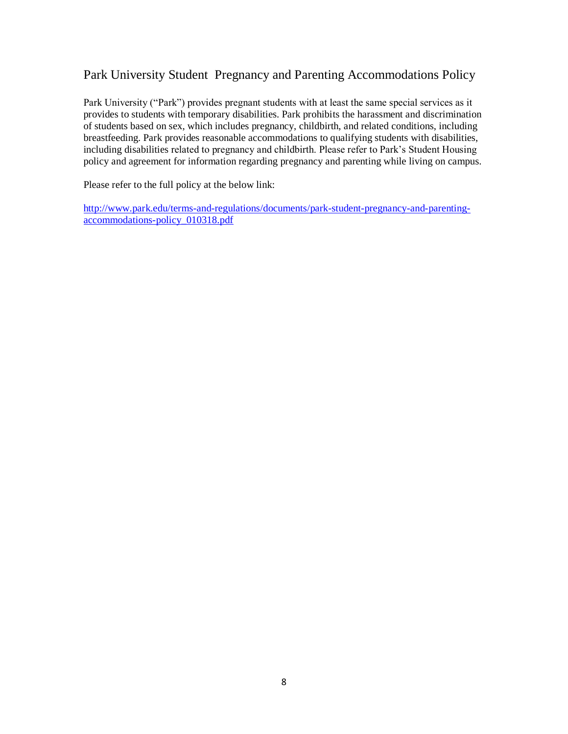## Park University Student Pregnancy and Parenting Accommodations Policy

Park University ("Park") provides pregnant students with at least the same special services as it provides to students with temporary disabilities. Park prohibits the harassment and discrimination of students based on sex, which includes pregnancy, childbirth, and related conditions, including breastfeeding. Park provides reasonable accommodations to qualifying students with disabilities, including disabilities related to pregnancy and childbirth. Please refer to Park's Student Housing policy and agreement for information regarding pregnancy and parenting while living on campus.

Please refer to the full policy at the below link:

[http://www.park.edu/terms-and-regulations/documents/park-student-pregnancy-and-parenting-accommodations-policy_010318.pdf](http://www.park.edu/terms-and-regulations/documents/park-student-pregnancy-and-parenting-accommodations-policy_010318.pdf)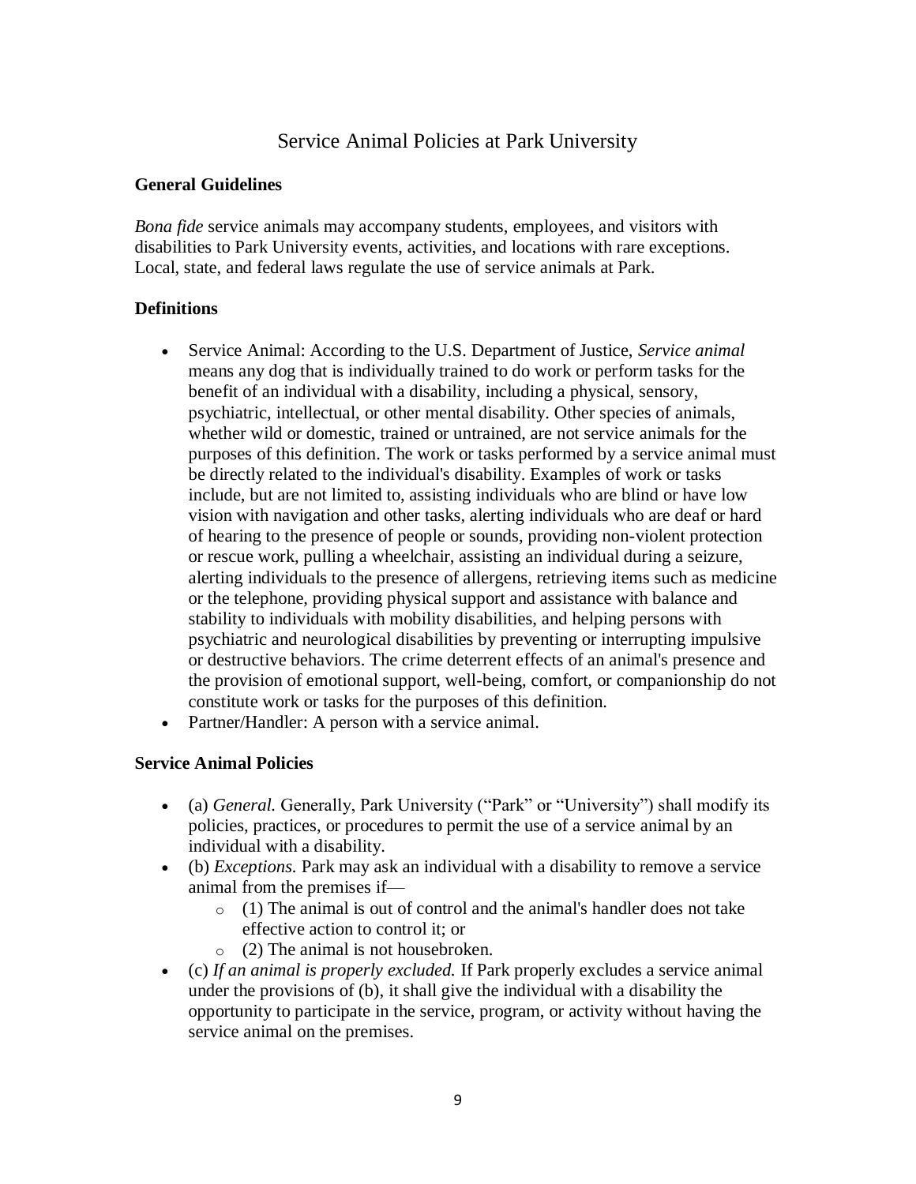# Service Animal Policies at Park University

### General Guidelines

*Bona fide* service animals may accompany students, employees, and visitors with disabilities to Park University events, activities, and locations with rare exceptions. Local, state, and federal laws regulate the use of service animals at Park.

### Definitions

- Service Animal: According to the U.S. Department of Justice, *Service animal* means any dog that is individually trained to do work or perform tasks for the benefit of an individual with a disability, including a physical, sensory, psychiatric, intellectual, or other mental disability. Other species of animals, whether wild or domestic, trained or untrained, are not service animals for the purposes of this definition. The work or tasks performed by a service animal must be directly related to the individual's disability. Examples of work or tasks include, but are not limited to, assisting individuals who are blind or have low vision with navigation and other tasks, alerting individuals who are deaf or hard of hearing to the presence of people or sounds, providing non-violent protection or rescue work, pulling a wheelchair, assisting an individual during a seizure, alerting individuals to the presence of allergens, retrieving items such as medicine or the telephone, providing physical support and assistance with balance and stability to individuals with mobility disabilities, and helping persons with psychiatric and neurological disabilities by preventing or interrupting impulsive or destructive behaviors. The crime deterrent effects of an animal's presence and the provision of emotional support, well-being, comfort, or companionship do not constitute work or tasks for the purposes of this definition.
- Partner/Handler: A person with a service animal.

### Service Animal Policies

- (a) *General.* Generally, Park University ("Park" or "University") shall modify its policies, practices, or procedures to permit the use of a service animal by an individual with a disability.
- (b) *Exceptions.* Park may ask an individual with a disability to remove a service animal from the premises if—
  - (1) The animal is out of control and the animal's handler does not take effective action to control it; or
  - (2) The animal is not housebroken.
- (c) *If an animal is properly excluded.* If Park properly excludes a service animal under the provisions of (b), it shall give the individual with a disability the opportunity to participate in the service, program, or activity without having the service animal on the premises.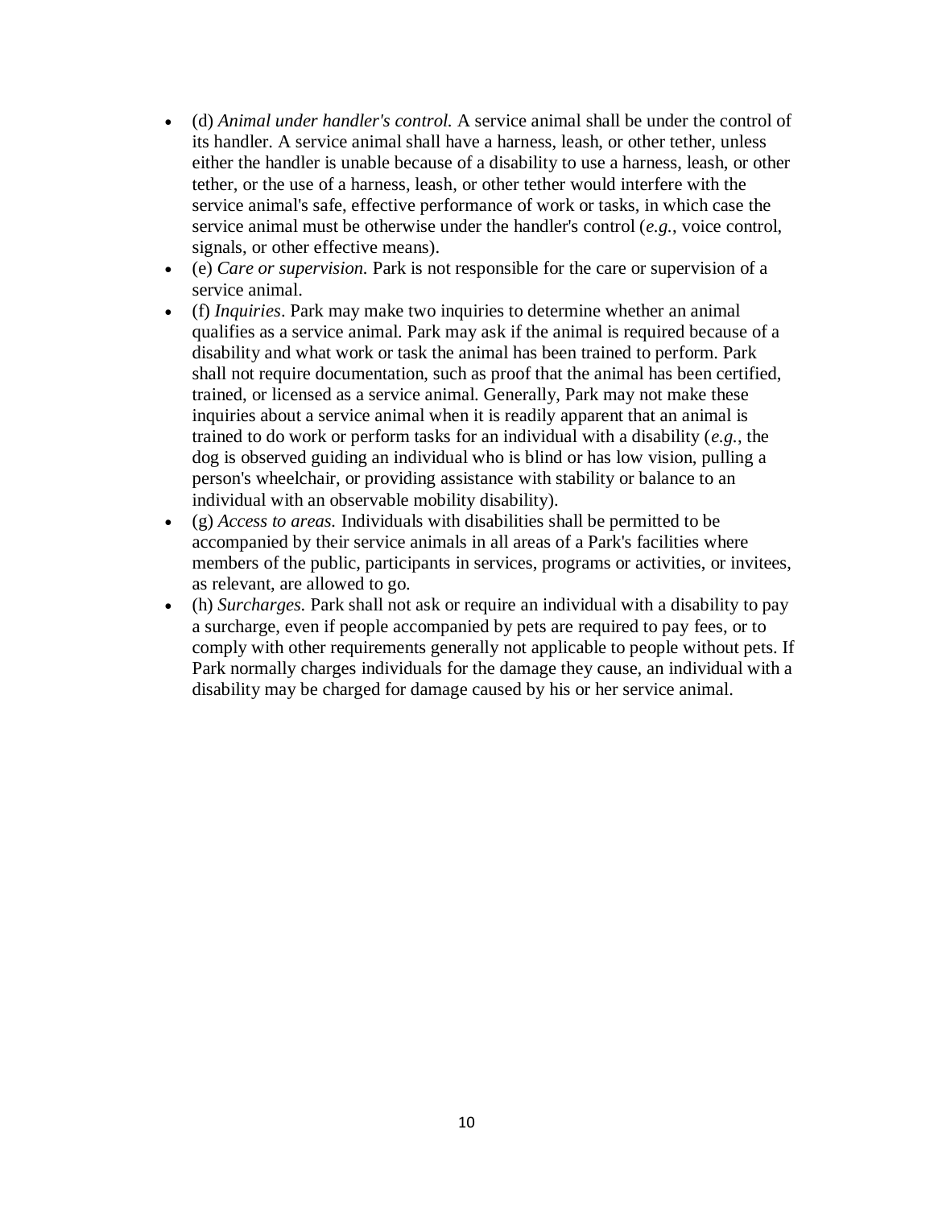- (d) *Animal under handler's control.* A service animal shall be under the control of its handler. A service animal shall have a harness, leash, or other tether, unless either the handler is unable because of a disability to use a harness, leash, or other tether, or the use of a harness, leash, or other tether would interfere with the service animal's safe, effective performance of work or tasks, in which case the service animal must be otherwise under the handler's control (*e.g.*, voice control, signals, or other effective means).
- (e) *Care or supervision.* Park is not responsible for the care or supervision of a service animal.
- (f) *Inquiries*. Park may make two inquiries to determine whether an animal qualifies as a service animal. Park may ask if the animal is required because of a disability and what work or task the animal has been trained to perform. Park shall not require documentation, such as proof that the animal has been certified, trained, or licensed as a service animal. Generally, Park may not make these inquiries about a service animal when it is readily apparent that an animal is trained to do work or perform tasks for an individual with a disability (*e.g.*, the dog is observed guiding an individual who is blind or has low vision, pulling a person's wheelchair, or providing assistance with stability or balance to an individual with an observable mobility disability).
- (g) *Access to areas.* Individuals with disabilities shall be permitted to be accompanied by their service animals in all areas of a Park's facilities where members of the public, participants in services, programs or activities, or invitees, as relevant, are allowed to go.
- (h) *Surcharges.* Park shall not ask or require an individual with a disability to pay a surcharge, even if people accompanied by pets are required to pay fees, or to comply with other requirements generally not applicable to people without pets. If Park normally charges individuals for the damage they cause, an individual with a disability may be charged for damage caused by his or her service animal.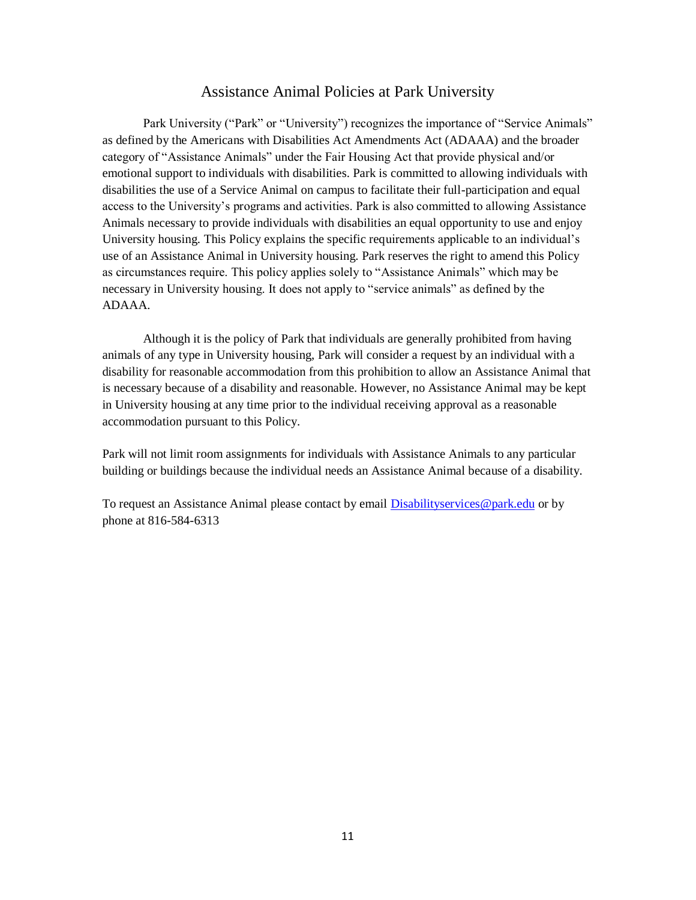# Assistance Animal Policies at Park University

Park University ("Park" or "University") recognizes the importance of "Service Animals" as defined by the Americans with Disabilities Act Amendments Act (ADAAA) and the broader category of "Assistance Animals" under the Fair Housing Act that provide physical and/or emotional support to individuals with disabilities. Park is committed to allowing individuals with disabilities the use of a Service Animal on campus to facilitate their full-participation and equal access to the University's programs and activities. Park is also committed to allowing Assistance Animals necessary to provide individuals with disabilities an equal opportunity to use and enjoy University housing. This Policy explains the specific requirements applicable to an individual's use of an Assistance Animal in University housing. Park reserves the right to amend this Policy as circumstances require. This policy applies solely to "Assistance Animals" which may be necessary in University housing. It does not apply to "service animals" as defined by the ADAAA.

Although it is the policy of Park that individuals are generally prohibited from having animals of any type in University housing, Park will consider a request by an individual with a disability for reasonable accommodation from this prohibition to allow an Assistance Animal that is necessary because of a disability and reasonable. However, no Assistance Animal may be kept in University housing at any time prior to the individual receiving approval as a reasonable accommodation pursuant to this Policy.

Park will not limit room assignments for individuals with Assistance Animals to any particular building or buildings because the individual needs an Assistance Animal because of a disability.

To request an Assistance Animal please contact by email [Disabilityservices@park.edu](mailto:Disabilityservices@park.edu) or by phone at 816-584-6313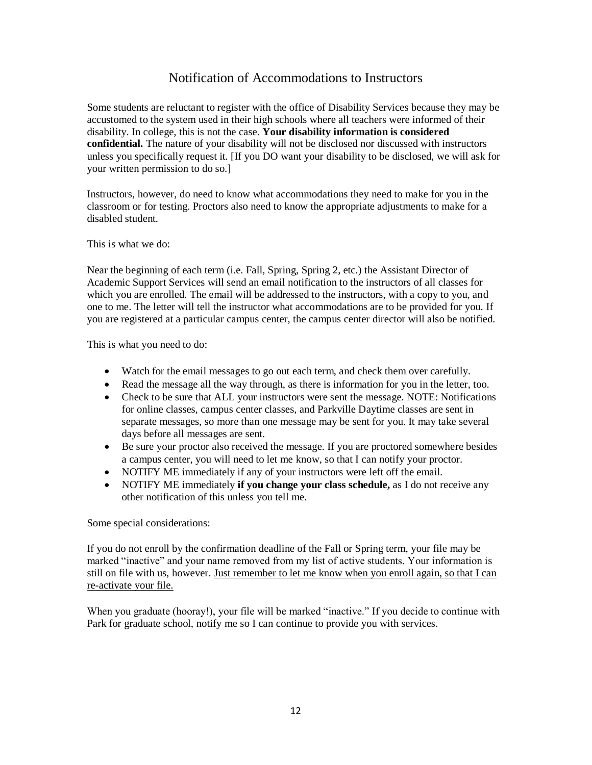# Notification of Accommodations to Instructors

Some students are reluctant to register with the office of Disability Services because they may be accustomed to the system used in their high schools where all teachers were informed of their disability. In college, this is not the case. **Your disability information is considered confidential.** The nature of your disability will not be disclosed nor discussed with instructors unless you specifically request it. [If you DO want your disability to be disclosed, we will ask for your written permission to do so.]

Instructors, however, do need to know what accommodations they need to make for you in the classroom or for testing. Proctors also need to know the appropriate adjustments to make for a disabled student.

This is what we do:

Near the beginning of each term (i.e. Fall, Spring, Spring 2, etc.) the Assistant Director of Academic Support Services will send an email notification to the instructors of all classes for which you are enrolled. The email will be addressed to the instructors, with a copy to you, and one to me. The letter will tell the instructor what accommodations are to be provided for you. If you are registered at a particular campus center, the campus center director will also be notified.

This is what you need to do:

- Watch for the email messages to go out each term, and check them over carefully.
- Read the message all the way through, as there is information for you in the letter, too.
- Check to be sure that ALL your instructors were sent the message. NOTE: Notifications for online classes, campus center classes, and Parkville Daytime classes are sent in separate messages, so more than one message may be sent for you. It may take several days before all messages are sent.
- Be sure your proctor also received the message. If you are proctored somewhere besides a campus center, you will need to let me know, so that I can notify your proctor.
- NOTIFY ME immediately if any of your instructors were left off the email.
- NOTIFY ME immediately **if you change your class schedule,** as I do not receive any other notification of this unless you tell me.

Some special considerations:

If you do not enroll by the confirmation deadline of the Fall or Spring term, your file may be marked "inactive" and your name removed from my list of active students. Your information is still on file with us, however. <u>Just remember to let me know when you enroll again, so that I can re-activate your file.</u>

When you graduate (hooray!), your file will be marked "inactive." If you decide to continue with Park for graduate school, notify me so I can continue to provide you with services.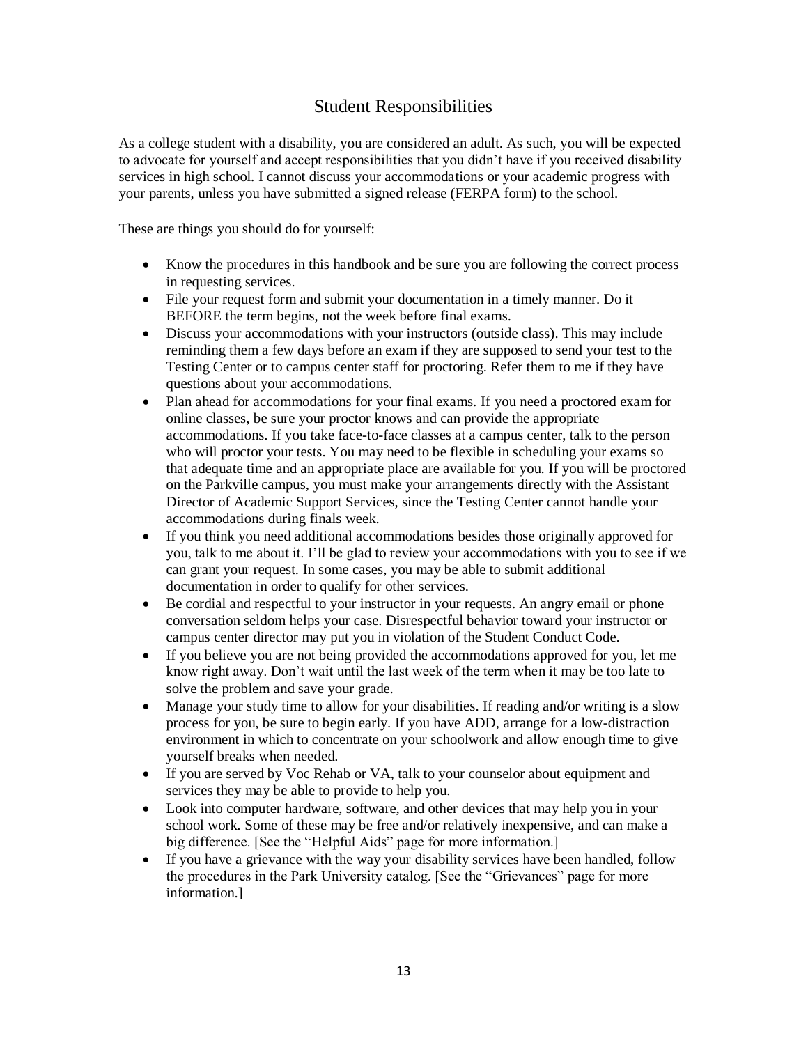# Student Responsibilities

As a college student with a disability, you are considered an adult. As such, you will be expected to advocate for yourself and accept responsibilities that you didn't have if you received disability services in high school. I cannot discuss your accommodations or your academic progress with your parents, unless you have submitted a signed release (FERPA form) to the school.

These are things you should do for yourself:

- Know the procedures in this handbook and be sure you are following the correct process in requesting services.
- File your request form and submit your documentation in a timely manner. Do it BEFORE the term begins, not the week before final exams.
- Discuss your accommodations with your instructors (outside class). This may include reminding them a few days before an exam if they are supposed to send your test to the Testing Center or to campus center staff for proctoring. Refer them to me if they have questions about your accommodations.
- Plan ahead for accommodations for your final exams. If you need a proctored exam for online classes, be sure your proctor knows and can provide the appropriate accommodations. If you take face-to-face classes at a campus center, talk to the person who will proctor your tests. You may need to be flexible in scheduling your exams so that adequate time and an appropriate place are available for you. If you will be proctored on the Parkville campus, you must make your arrangements directly with the Assistant Director of Academic Support Services, since the Testing Center cannot handle your accommodations during finals week.
- If you think you need additional accommodations besides those originally approved for you, talk to me about it. I'll be glad to review your accommodations with you to see if we can grant your request. In some cases, you may be able to submit additional documentation in order to qualify for other services.
- Be cordial and respectful to your instructor in your requests. An angry email or phone conversation seldom helps your case. Disrespectful behavior toward your instructor or campus center director may put you in violation of the Student Conduct Code.
- If you believe you are not being provided the accommodations approved for you, let me know right away. Don't wait until the last week of the term when it may be too late to solve the problem and save your grade.
- Manage your study time to allow for your disabilities. If reading and/or writing is a slow process for you, be sure to begin early. If you have ADD, arrange for a low-distraction environment in which to concentrate on your schoolwork and allow enough time to give yourself breaks when needed.
- If you are served by Voc Rehab or VA, talk to your counselor about equipment and services they may be able to provide to help you.
- Look into computer hardware, software, and other devices that may help you in your school work. Some of these may be free and/or relatively inexpensive, and can make a big difference. [See the "Helpful Aids" page for more information.]
- If you have a grievance with the way your disability services have been handled, follow the procedures in the Park University catalog. [See the "Grievances" page for more information.]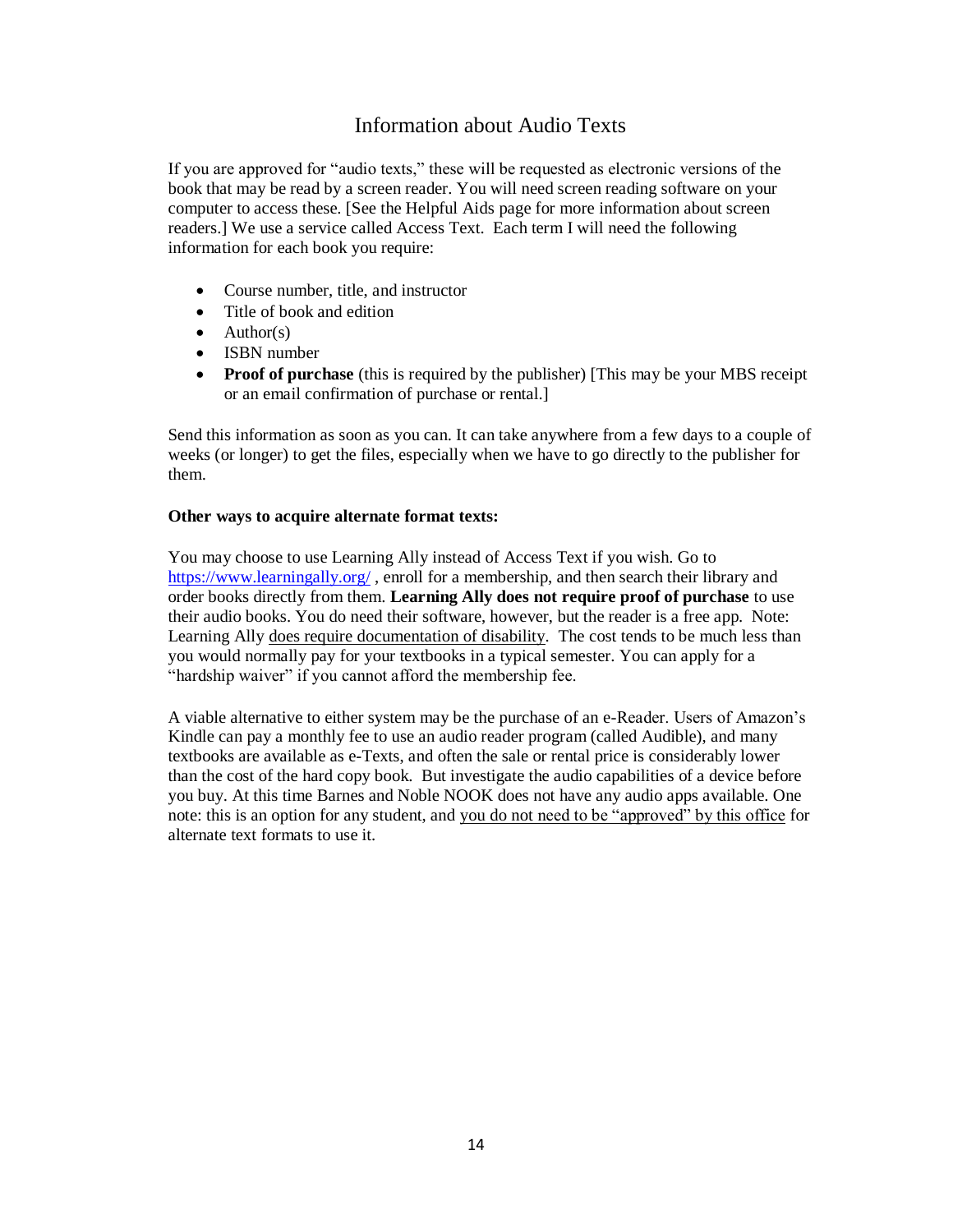# Information about Audio Texts

If you are approved for "audio texts," these will be requested as electronic versions of the book that may be read by a screen reader. You will need screen reading software on your computer to access these. [See the Helpful Aids page for more information about screen readers.] We use a service called Access Text. Each term I will need the following information for each book you require:

- Course number, title, and instructor
- Title of book and edition
- Author(s)
- ISBN number
- **Proof of purchase** (this is required by the publisher) [This may be your MBS receipt or an email confirmation of purchase or rental.]

Send this information as soon as you can. It can take anywhere from a few days to a couple of weeks (or longer) to get the files, especially when we have to go directly to the publisher for them.

**Other ways to acquire alternate format texts:**

You may choose to use Learning Ally instead of Access Text if you wish. Go to https://www.learningally.org/ , enroll for a membership, and then search their library and order books directly from them. **Learning Ally does not require proof of purchase** to use their audio books. You do need their software, however, but the reader is a free app. Note: Learning Ally does require documentation of disability. The cost tends to be much less than you would normally pay for your textbooks in a typical semester. You can apply for a "hardship waiver" if you cannot afford the membership fee.

A viable alternative to either system may be the purchase of an e-Reader. Users of Amazon's Kindle can pay a monthly fee to use an audio reader program (called Audible), and many textbooks are available as e-Texts, and often the sale or rental price is considerably lower than the cost of the hard copy book. But investigate the audio capabilities of a device before you buy. At this time Barnes and Noble NOOK does not have any audio apps available. One note: this is an option for any student, and you do not need to be "approved" by this office for alternate text formats to use it.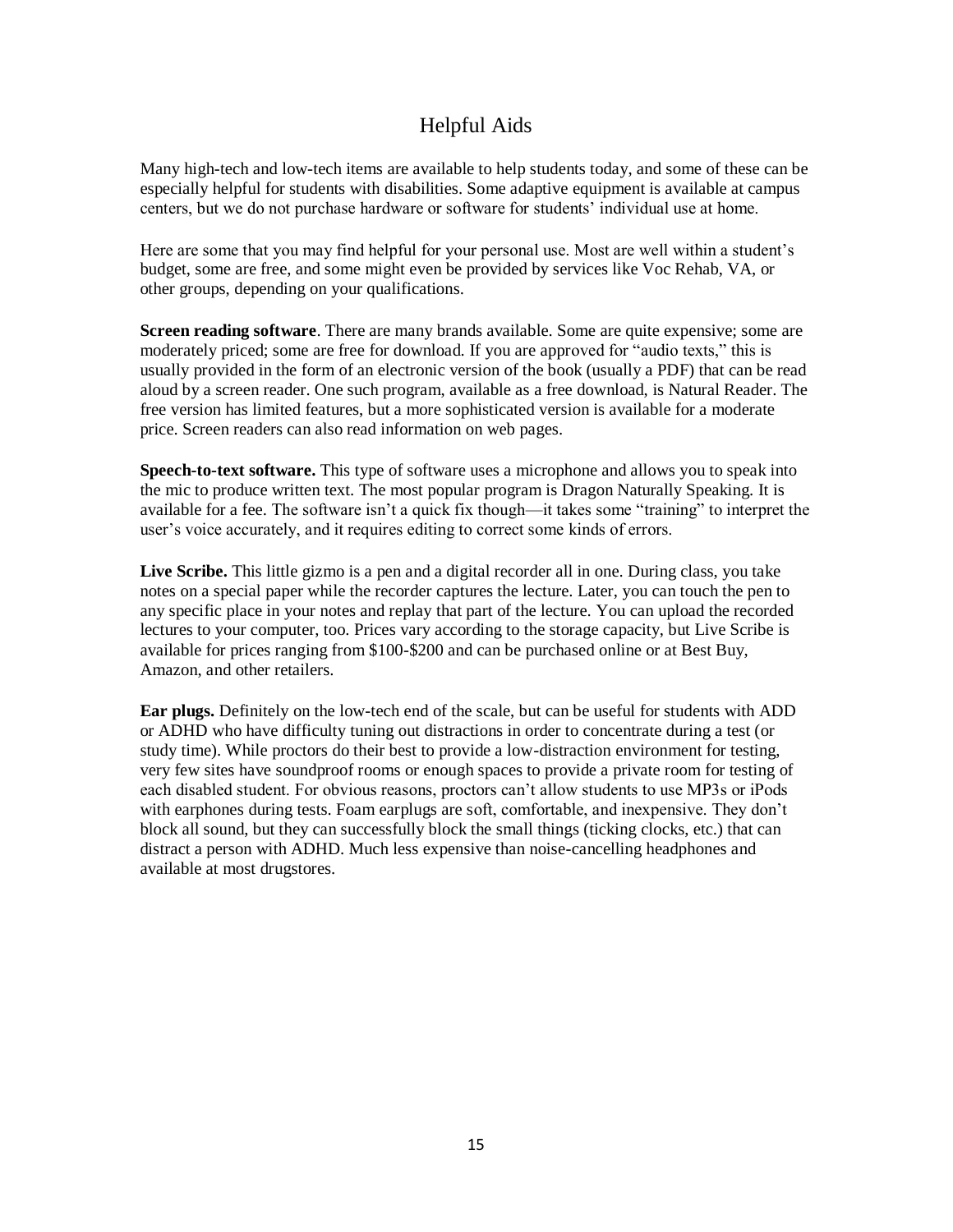# Helpful Aids

Many high-tech and low-tech items are available to help students today, and some of these can be especially helpful for students with disabilities. Some adaptive equipment is available at campus centers, but we do not purchase hardware or software for students' individual use at home.

Here are some that you may find helpful for your personal use. Most are well within a student's budget, some are free, and some might even be provided by services like Voc Rehab, VA, or other groups, depending on your qualifications.

**Screen reading software**. There are many brands available. Some are quite expensive; some are moderately priced; some are free for download. If you are approved for "audio texts," this is usually provided in the form of an electronic version of the book (usually a PDF) that can be read aloud by a screen reader. One such program, available as a free download, is Natural Reader. The free version has limited features, but a more sophisticated version is available for a moderate price. Screen readers can also read information on web pages.

**Speech-to-text software.** This type of software uses a microphone and allows you to speak into the mic to produce written text. The most popular program is Dragon Naturally Speaking. It is available for a fee. The software isn't a quick fix though—it takes some "training" to interpret the user's voice accurately, and it requires editing to correct some kinds of errors.

**Live Scribe.** This little gizmo is a pen and a digital recorder all in one. During class, you take notes on a special paper while the recorder captures the lecture. Later, you can touch the pen to any specific place in your notes and replay that part of the lecture. You can upload the recorded lectures to your computer, too. Prices vary according to the storage capacity, but Live Scribe is available for prices ranging from $100-$200 and can be purchased online or at Best Buy, Amazon, and other retailers.

**Ear plugs.** Definitely on the low-tech end of the scale, but can be useful for students with ADD or ADHD who have difficulty tuning out distractions in order to concentrate during a test (or study time). While proctors do their best to provide a low-distraction environment for testing, very few sites have soundproof rooms or enough spaces to provide a private room for testing of each disabled student. For obvious reasons, proctors can't allow students to use MP3s or iPods with earphones during tests. Foam earplugs are soft, comfortable, and inexpensive. They don't block all sound, but they can successfully block the small things (ticking clocks, etc.) that can distract a person with ADHD. Much less expensive than noise-cancelling headphones and available at most drugstores.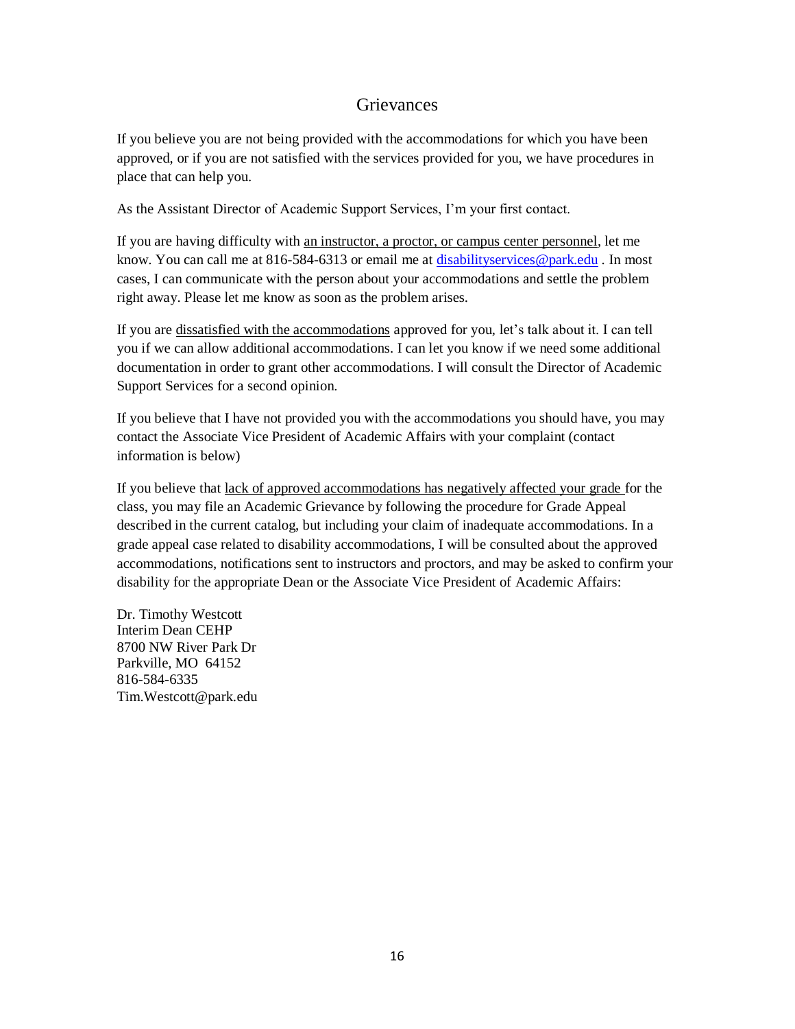## Grievances

If you believe you are not being provided with the accommodations for which you have been approved, or if you are not satisfied with the services provided for you, we have procedures in place that can help you.

As the Assistant Director of Academic Support Services, I'm your first contact.

If you are having difficulty with <u>an instructor, a proctor, or campus center personnel</u>, let me know. You can call me at 816-584-6313 or email me at disabilityservices@park.edu . In most cases, I can communicate with the person about your accommodations and settle the problem right away. Please let me know as soon as the problem arises.

If you are <u>dissatisfied with the accommodations</u> approved for you, let's talk about it. I can tell you if we can allow additional accommodations. I can let you know if we need some additional documentation in order to grant other accommodations. I will consult the Director of Academic Support Services for a second opinion.

If you believe that I have not provided you with the accommodations you should have, you may contact the Associate Vice President of Academic Affairs with your complaint (contact information is below)

If you believe that <u>lack of approved accommodations has negatively affected your grade</u> for the class, you may file an Academic Grievance by following the procedure for Grade Appeal described in the current catalog, but including your claim of inadequate accommodations. In a grade appeal case related to disability accommodations, I will be consulted about the approved accommodations, notifications sent to instructors and proctors, and may be asked to confirm your disability for the appropriate Dean or the Associate Vice President of Academic Affairs:

Dr. Timothy Westcott
Interim Dean CEHP
8700 NW River Park Dr
Parkville, MO 64152
816-584-6335
Tim.Westcott@park.edu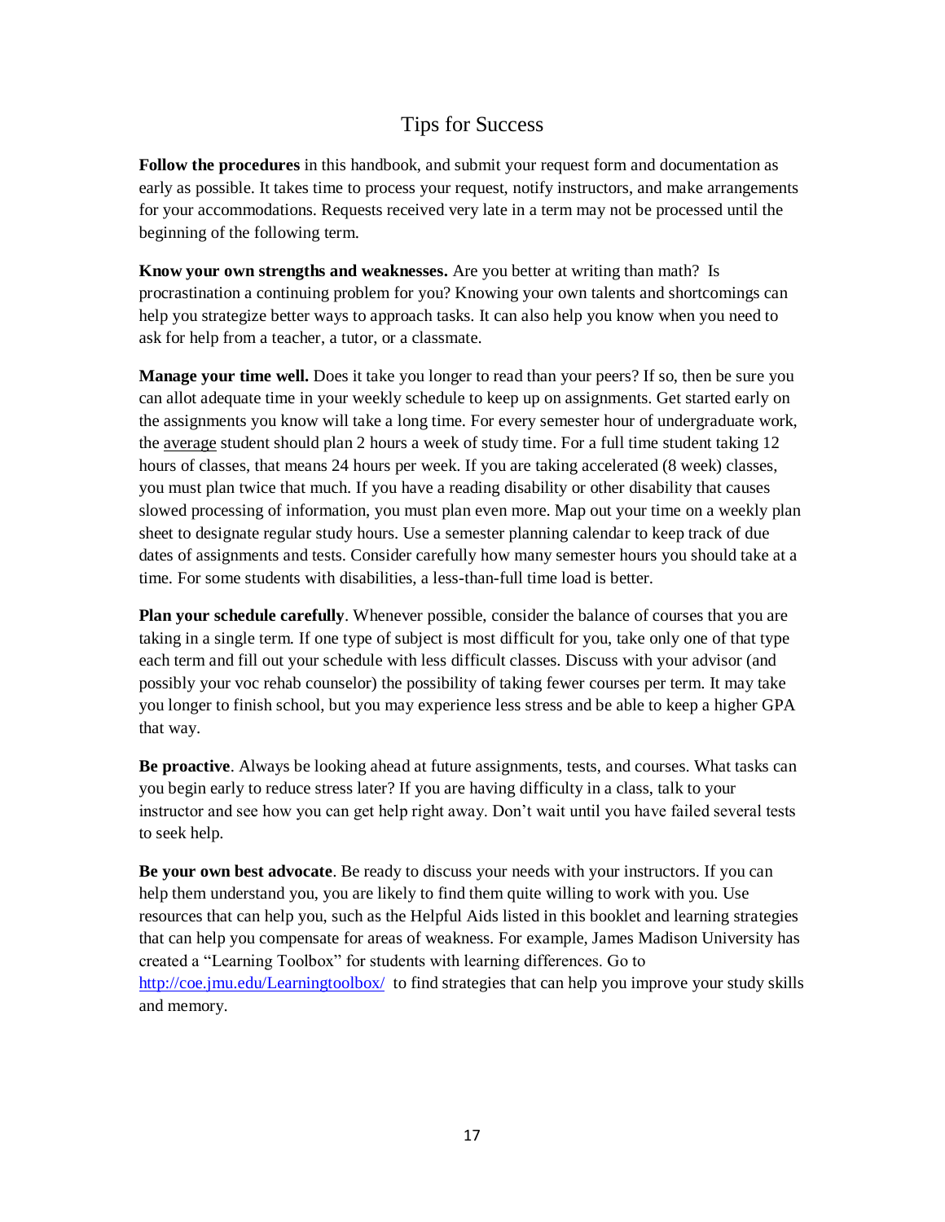# Tips for Success

**Follow the procedures** in this handbook, and submit your request form and documentation as early as possible. It takes time to process your request, notify instructors, and make arrangements for your accommodations. Requests received very late in a term may not be processed until the beginning of the following term.

**Know your own strengths and weaknesses.** Are you better at writing than math? Is procrastination a continuing problem for you? Knowing your own talents and shortcomings can help you strategize better ways to approach tasks. It can also help you know when you need to ask for help from a teacher, a tutor, or a classmate.

**Manage your time well.** Does it take you longer to read than your peers? If so, then be sure you can allot adequate time in your weekly schedule to keep up on assignments. Get started early on the assignments you know will take a long time. For every semester hour of undergraduate work, the average student should plan 2 hours a week of study time. For a full time student taking 12 hours of classes, that means 24 hours per week. If you are taking accelerated (8 week) classes, you must plan twice that much. If you have a reading disability or other disability that causes slowed processing of information, you must plan even more. Map out your time on a weekly plan sheet to designate regular study hours. Use a semester planning calendar to keep track of due dates of assignments and tests. Consider carefully how many semester hours you should take at a time. For some students with disabilities, a less-than-full time load is better.

**Plan your schedule carefully**. Whenever possible, consider the balance of courses that you are taking in a single term. If one type of subject is most difficult for you, take only one of that type each term and fill out your schedule with less difficult classes. Discuss with your advisor (and possibly your voc rehab counselor) the possibility of taking fewer courses per term. It may take you longer to finish school, but you may experience less stress and be able to keep a higher GPA that way.

**Be proactive**. Always be looking ahead at future assignments, tests, and courses. What tasks can you begin early to reduce stress later? If you are having difficulty in a class, talk to your instructor and see how you can get help right away. Don't wait until you have failed several tests to seek help.

**Be your own best advocate**. Be ready to discuss your needs with your instructors. If you can help them understand you, you are likely to find them quite willing to work with you. Use resources that can help you, such as the Helpful Aids listed in this booklet and learning strategies that can help you compensate for areas of weakness. For example, James Madison University has created a "Learning Toolbox" for students with learning differences. Go to http://coe.jmu.edu/Learningtoolbox/ to find strategies that can help you improve your study skills and memory.